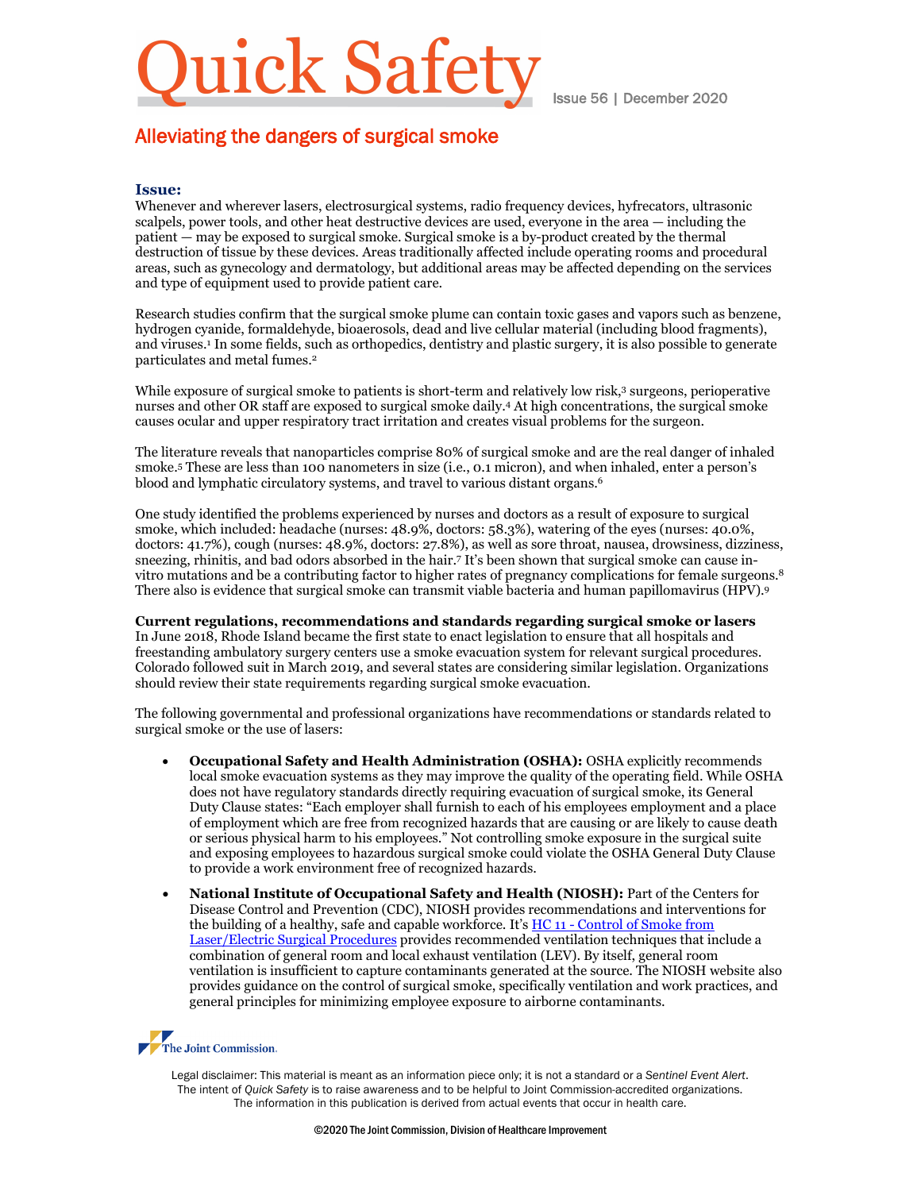# Quick Safety

Issue 56 | December 2020

## Alleviating the dangers of surgical smoke

### Issue:

Whenever and wherever lasers, electrosurgical systems, radio frequency devices, hyfrecators, ultrasonic scalpels, power tools, and other heat destructive devices are used, everyone in the area — including the patient — may be exposed to surgical smoke. Surgical smoke is a by-product created by the thermal destruction of tissue by these devices. Areas traditionally affected include operating rooms and procedural areas, such as gynecology and dermatology, but additional areas may be affected depending on the services and type of equipment used to provide patient care.

Research studies confirm that the surgical smoke plume can contain toxic gases and vapors such as benzene, hydrogen cyanide, formaldehyde, bioaerosols, dead and live cellular material (including blood fragments), and viruses.[1] In some fields, such as orthopedics, dentistry and plastic surgery, it is also possible to generate particulates and metal fumes.[2]

While exposure of surgical smoke to patients is short-term and relatively low risk,[3] surgeons, perioperative nurses and other OR staff are exposed to surgical smoke daily.[4] At high concentrations, the surgical smoke causes ocular and upper respiratory tract irritation and creates visual problems for the surgeon.

The literature reveals that nanoparticles comprise 80% of surgical smoke and are the real danger of inhaled smoke.[5] These are less than 100 nanometers in size (i.e., 0.1 micron), and when inhaled, enter a person's blood and lymphatic circulatory systems, and travel to various distant organs.[6]

One study identified the problems experienced by nurses and doctors as a result of exposure to surgical smoke, which included: headache (nurses: 48.9%, doctors: 58.3%), watering of the eyes (nurses: 40.0%, doctors: 41.7%), cough (nurses: 48.9%, doctors: 27.8%), as well as sore throat, nausea, drowsiness, dizziness, sneezing, rhinitis, and bad odors absorbed in the hair.[7] It's been shown that surgical smoke can cause in-vitro mutations and be a contributing factor to higher rates of pregnancy complications for female surgeons.[8] There also is evidence that surgical smoke can transmit viable bacteria and human papillomavirus (HPV).[9]

**Current regulations, recommendations and standards regarding surgical smoke or lasers**

In June 2018, Rhode Island became the first state to enact legislation to ensure that all hospitals and freestanding ambulatory surgery centers use a smoke evacuation system for relevant surgical procedures. Colorado followed suit in March 2019, and several states are considering similar legislation. Organizations should review their state requirements regarding surgical smoke evacuation.

The following governmental and professional organizations have recommendations or standards related to surgical smoke or the use of lasers:

- **Occupational Safety and Health Administration (OSHA):** OSHA explicitly recommends local smoke evacuation systems as they may improve the quality of the operating field. While OSHA does not have regulatory standards directly requiring evacuation of surgical smoke, its General Duty Clause states: "Each employer shall furnish to each of his employees employment and a place of employment which are free from recognized hazards that are causing or are likely to cause death or serious physical harm to his employees." Not controlling smoke exposure in the surgical suite and exposing employees to hazardous surgical smoke could violate the OSHA General Duty Clause to provide a work environment free of recognized hazards.
- **National Institute of Occupational Safety and Health (NIOSH):** Part of the Centers for Disease Control and Prevention (CDC), NIOSH provides recommendations and interventions for the building of a healthy, safe and capable workforce. It's [HC 11 - Control of Smoke from Laser/Electric Surgical Procedures] provides recommended ventilation techniques that include a combination of general room and local exhaust ventilation (LEV). By itself, general room ventilation is insufficient to capture contaminants generated at the source. The NIOSH website also provides guidance on the control of surgical smoke, specifically ventilation and work practices, and general principles for minimizing employee exposure to airborne contaminants.

The Joint Commission

Legal disclaimer: This material is meant as an information piece only; it is not a standard or a *Sentinel Event Alert*. The intent of *Quick Safety* is to raise awareness and to be helpful to Joint Commission-accredited organizations. The information in this publication is derived from actual events that occur in health care.

©2020 The Joint Commission, Division of Healthcare Improvement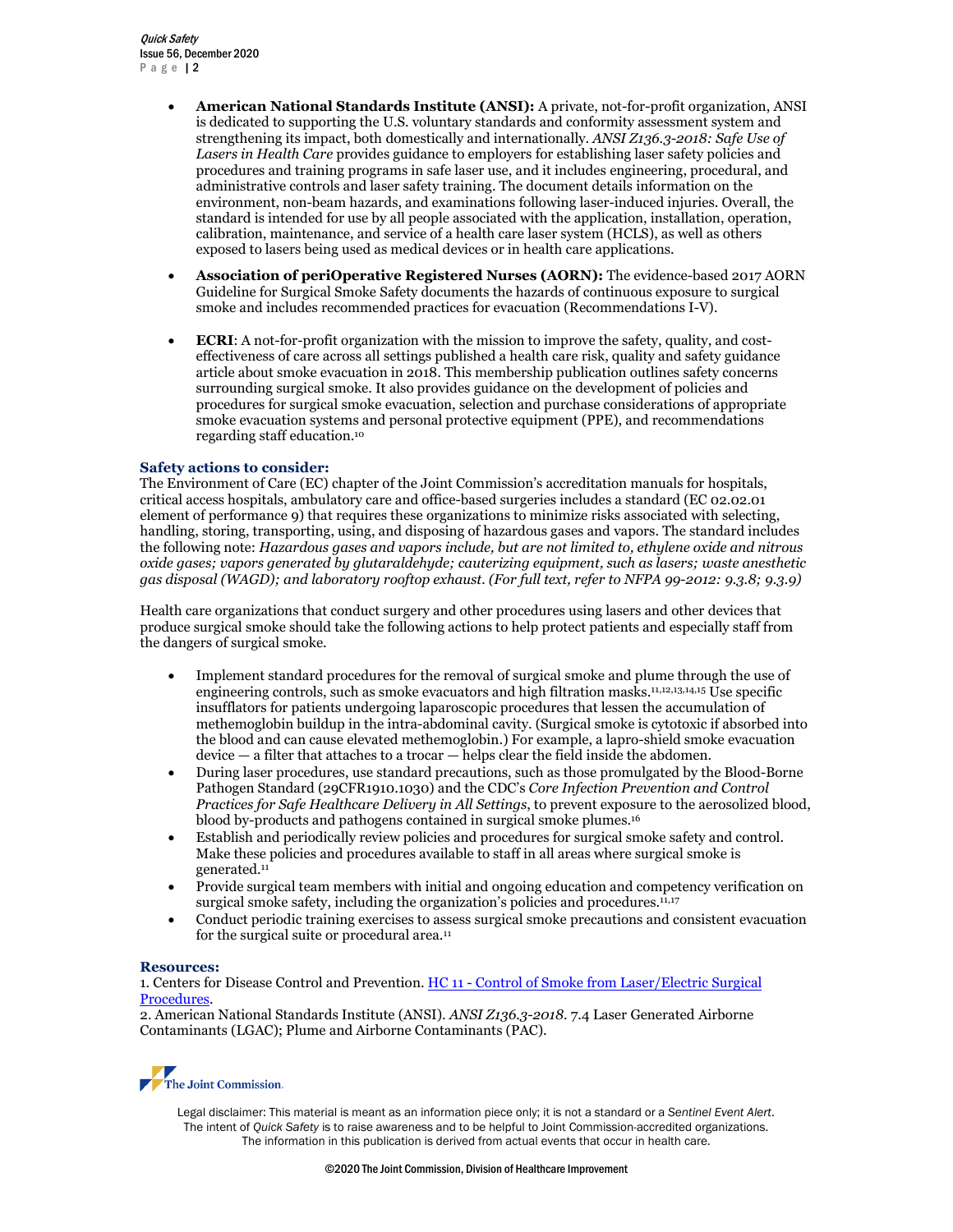- **American National Standards Institute (ANSI):** A private, not-for-profit organization, ANSI is dedicated to supporting the U.S. voluntary standards and conformity assessment system and strengthening its impact, both domestically and internationally. *ANSI Z136.3-2018: Safe Use of Lasers in Health Care* provides guidance to employers for establishing laser safety policies and procedures and training programs in safe laser use, and it includes engineering, procedural, and administrative controls and laser safety training. The document details information on the environment, non-beam hazards, and examinations following laser-induced injuries. Overall, the standard is intended for use by all people associated with the application, installation, operation, calibration, maintenance, and service of a health care laser system (HCLS), as well as others exposed to lasers being used as medical devices or in health care applications.
- **Association of periOperative Registered Nurses (AORN):** The evidence-based 2017 AORN Guideline for Surgical Smoke Safety documents the hazards of continuous exposure to surgical smoke and includes recommended practices for evacuation (Recommendations I-V).
- **ECRI**: A not-for-profit organization with the mission to improve the safety, quality, and cost-effectiveness of care across all settings published a health care risk, quality and safety guidance article about smoke evacuation in 2018. This membership publication outlines safety concerns surrounding surgical smoke. It also provides guidance on the development of policies and procedures for surgical smoke evacuation, selection and purchase considerations of appropriate smoke evacuation systems and personal protective equipment (PPE), and recommendations regarding staff education.[10]

### Safety actions to consider:

The Environment of Care (EC) chapter of the Joint Commission's accreditation manuals for hospitals, critical access hospitals, ambulatory care and office-based surgeries includes a standard (EC 02.02.01 element of performance 9) that requires these organizations to minimize risks associated with selecting, handling, storing, transporting, using, and disposing of hazardous gases and vapors. The standard includes the following note: *Hazardous gases and vapors include, but are not limited to, ethylene oxide and nitrous oxide gases; vapors generated by glutaraldehyde; cauterizing equipment, such as lasers; waste anesthetic gas disposal (WAGD); and laboratory rooftop exhaust. (For full text, refer to NFPA 99-2012: 9.3.8; 9.3.9)*

Health care organizations that conduct surgery and other procedures using lasers and other devices that produce surgical smoke should take the following actions to help protect patients and especially staff from the dangers of surgical smoke.

- Implement standard procedures for the removal of surgical smoke and plume through the use of engineering controls, such as smoke evacuators and high filtration masks.[11,12,13,14,15] Use specific insufflators for patients undergoing laparoscopic procedures that lessen the accumulation of methemoglobin buildup in the intra-abdominal cavity. (Surgical smoke is cytotoxic if absorbed into the blood and can cause elevated methemoglobin.) For example, a lapro-shield smoke evacuation device — a filter that attaches to a trocar — helps clear the field inside the abdomen.
- During laser procedures, use standard precautions, such as those promulgated by the Blood-Borne Pathogen Standard (29CFR1910.1030) and the CDC's *Core Infection Prevention and Control Practices for Safe Healthcare Delivery in All Settings,* to prevent exposure to the aerosolized blood, blood by-products and pathogens contained in surgical smoke plumes.[16]
- Establish and periodically review policies and procedures for surgical smoke safety and control. Make these policies and procedures available to staff in all areas where surgical smoke is generated.[11]
- Provide surgical team members with initial and ongoing education and competency verification on surgical smoke safety, including the organization's policies and procedures.[11,17]
- Conduct periodic training exercises to assess surgical smoke precautions and consistent evacuation for the surgical suite or procedural area.[11]

### Resources:

1. Centers for Disease Control and Prevention. [HC 11 - Control of Smoke from Laser/Electric Surgical Procedures](#).
2. American National Standards Institute (ANSI). *ANSI Z136.3-2018*. 7.4 Laser Generated Airborne Contaminants (LGAC); Plume and Airborne Contaminants (PAC).

Legal disclaimer: This material is meant as an information piece only; it is not a standard or a *Sentinel Event Alert*. The intent of *Quick Safety* is to raise awareness and to be helpful to Joint Commission-accredited organizations. The information in this publication is derived from actual events that occur in health care.

©2020 The Joint Commission, Division of Healthcare Improvement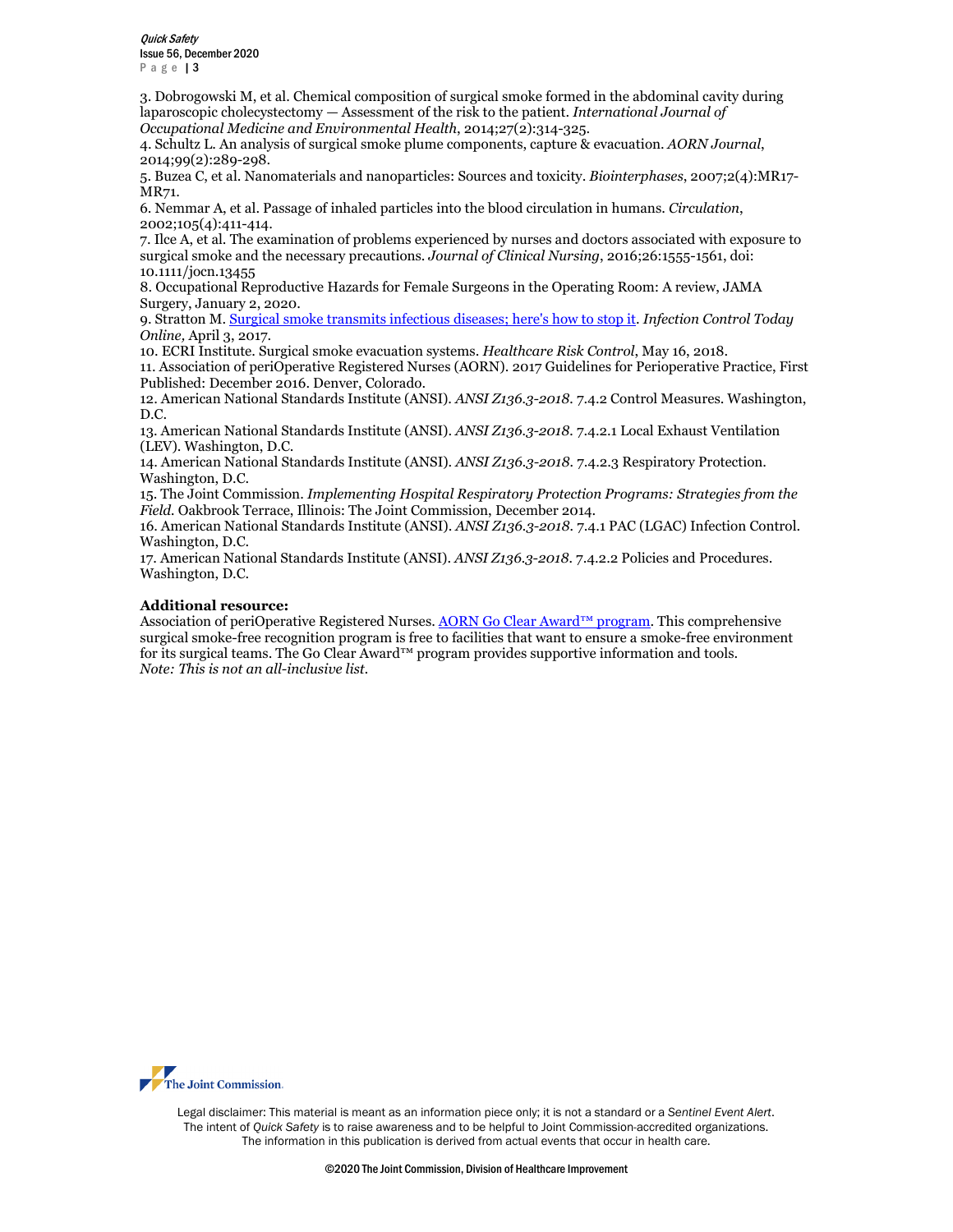3. Dobrogowski M, et al. Chemical composition of surgical smoke formed in the abdominal cavity during laparoscopic cholecystectomy — Assessment of the risk to the patient. *International Journal of Occupational Medicine and Environmental Health*, 2014;27(2):314-325.

4. Schultz L. An analysis of surgical smoke plume components, capture & evacuation. *AORN Journal*, 2014;99(2):289-298.

5. Buzea C, et al. Nanomaterials and nanoparticles: Sources and toxicity. *Biointerphases*, 2007;2(4):MR17-MR71.

6. Nemmar A, et al. Passage of inhaled particles into the blood circulation in humans. *Circulation*, 2002;105(4):411-414.

7. Ilce A, et al. The examination of problems experienced by nurses and doctors associated with exposure to surgical smoke and the necessary precautions. *Journal of Clinical Nursing*, 2016;26:1555-1561, doi: 10.1111/jocn.13455

8. Occupational Reproductive Hazards for Female Surgeons in the Operating Room: A review, JAMA Surgery, January 2, 2020.

9. Stratton M. Surgical smoke transmits infectious diseases; here's how to stop it. *Infection Control Today Online*, April 3, 2017.

10. ECRI Institute. Surgical smoke evacuation systems. *Healthcare Risk Control*, May 16, 2018.

11. Association of periOperative Registered Nurses (AORN). 2017 Guidelines for Perioperative Practice, First Published: December 2016. Denver, Colorado.

12. American National Standards Institute (ANSI). *ANSI Z136.3-2018*. 7.4.2 Control Measures. Washington, D.C.

13. American National Standards Institute (ANSI). *ANSI Z136.3-2018*. 7.4.2.1 Local Exhaust Ventilation (LEV). Washington, D.C.

14. American National Standards Institute (ANSI). *ANSI Z136.3-2018*. 7.4.2.3 Respiratory Protection. Washington, D.C.

15. The Joint Commission. *Implementing Hospital Respiratory Protection Programs: Strategies from the Field*. Oakbrook Terrace, Illinois: The Joint Commission, December 2014.

16. American National Standards Institute (ANSI). *ANSI Z136.3-2018*. 7.4.1 PAC (LGAC) Infection Control. Washington, D.C.

17. American National Standards Institute (ANSI). *ANSI Z136.3-2018*. 7.4.2.2 Policies and Procedures. Washington, D.C.

**Additional resource:**

Association of periOperative Registered Nurses. AORN Go Clear Award™ program. This comprehensive surgical smoke-free recognition program is free to facilities that want to ensure a smoke-free environment for its surgical teams. The Go Clear Award™ program provides supportive information and tools.
*Note: This is not an all-inclusive list.*

The Joint Commission

Legal disclaimer: This material is meant as an information piece only; it is not a standard or a *Sentinel Event Alert*. The intent of *Quick Safety* is to raise awareness and to be helpful to Joint Commission-accredited organizations. The information in this publication is derived from actual events that occur in health care.

©2020 The Joint Commission, Division of Healthcare Improvement